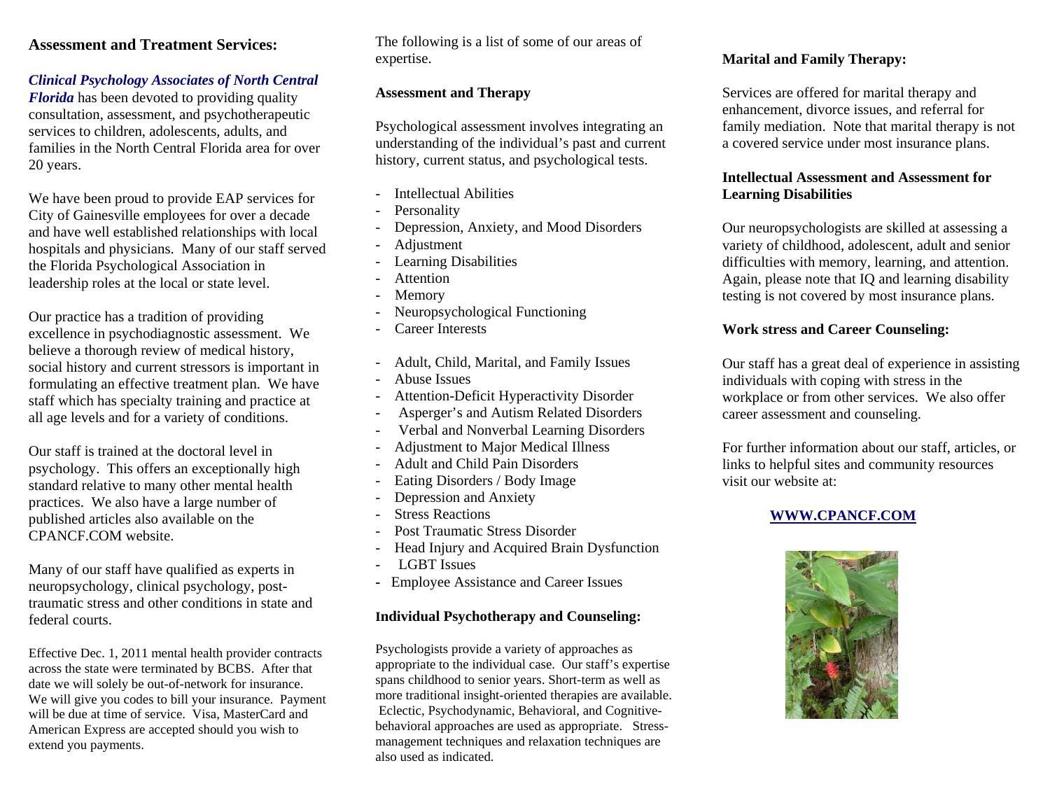## Assessment and Treatment Services:

***Clinical Psychology Associates of North Central Florida*** has been devoted to providing quality consultation, assessment, and psychotherapeutic services to children, adolescents, adults, and families in the North Central Florida area for over 20 years.

We have been proud to provide EAP services for City of Gainesville employees for over a decade and have well established relationships with local hospitals and physicians. Many of our staff served the Florida Psychological Association in leadership roles at the local or state level.

Our practice has a tradition of providing excellence in psychodiagnostic assessment. We believe a thorough review of medical history, social history and current stressors is important in formulating an effective treatment plan. We have staff which has specialty training and practice at all age levels and for a variety of conditions.

Our staff is trained at the doctoral level in psychology. This offers an exceptionally high standard relative to many other mental health practices. We also have a large number of published articles also available on the CPANCF.COM website.

Many of our staff have qualified as experts in neuropsychology, clinical psychology, post-traumatic stress and other conditions in state and federal courts.

Effective Dec. 1, 2011 mental health provider contracts across the state were terminated by BCBS. After that date we will solely be out-of-network for insurance. We will give you codes to bill your insurance. Payment will be due at time of service. Visa, MasterCard and American Express are accepted should you wish to extend you payments.

The following is a list of some of our areas of expertise.

**Assessment and Therapy**

Psychological assessment involves integrating an understanding of the individual's past and current history, current status, and psychological tests.

- Intellectual Abilities
- Personality
- Depression, Anxiety, and Mood Disorders
- Adjustment
- Learning Disabilities
- Attention
- Memory
- Neuropsychological Functioning
- Career Interests

- Adult, Child, Marital, and Family Issues
- Abuse Issues
- Attention-Deficit Hyperactivity Disorder
- Asperger's and Autism Related Disorders
- Verbal and Nonverbal Learning Disorders
- Adjustment to Major Medical Illness
- Adult and Child Pain Disorders
- Eating Disorders / Body Image
- Depression and Anxiety
- Stress Reactions
- Post Traumatic Stress Disorder
- Head Injury and Acquired Brain Dysfunction
- LGBT Issues
- Employee Assistance and Career Issues

**Individual Psychotherapy and Counseling:**

Psychologists provide a variety of approaches as appropriate to the individual case. Our staff's expertise spans childhood to senior years. Short-term as well as more traditional insight-oriented therapies are available. Eclectic, Psychodynamic, Behavioral, and Cognitive-behavioral approaches are used as appropriate. Stress-management techniques and relaxation techniques are also used as indicated.

**Marital and Family Therapy:**

Services are offered for marital therapy and enhancement, divorce issues, and referral for family mediation. Note that marital therapy is not a covered service under most insurance plans.

**Intellectual Assessment and Assessment for Learning Disabilities**

Our neuropsychologists are skilled at assessing a variety of childhood, adolescent, adult and senior difficulties with memory, learning, and attention. Again, please note that IQ and learning disability testing is not covered by most insurance plans.

**Work stress and Career Counseling:**

Our staff has a great deal of experience in assisting individuals with coping with stress in the workplace or from other services. We also offer career assessment and counseling.

For further information about our staff, articles, or links to helpful sites and community resources visit our website at:

**WWW.CPANCF.COM**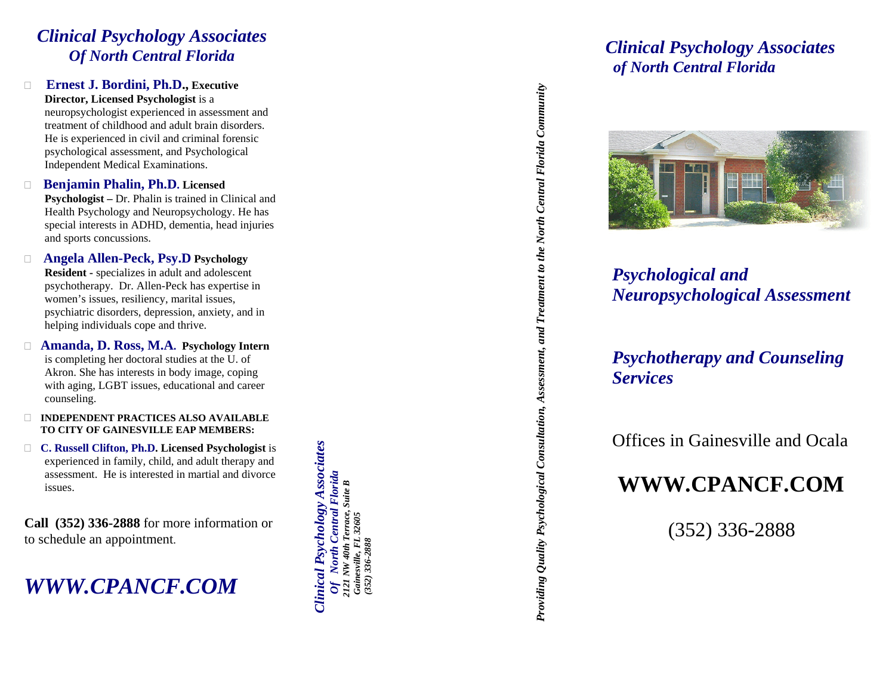# *Clinical Psychology Associates Of North Central Florida*

- **Ernest J. Bordini, Ph.D., Executive Director, Licensed Psychologist** is a neuropsychologist experienced in assessment and treatment of childhood and adult brain disorders. He is experienced in civil and criminal forensic psychological assessment, and Psychological Independent Medical Examinations.
- **Benjamin Phalin, Ph.D. Licensed Psychologist –** Dr. Phalin is trained in Clinical and Health Psychology and Neuropsychology. He has special interests in ADHD, dementia, head injuries and sports concussions.
- **Angela Allen-Peck, Psy.D Psychology Resident -** specializes in adult and adolescent psychotherapy. Dr. Allen-Peck has expertise in women's issues, resiliency, marital issues, psychiatric disorders, depression, anxiety, and in helping individuals cope and thrive.
- **Amanda, D. Ross, M.A. Psychology Intern** is completing her doctoral studies at the U. of Akron. She has interests in body image, coping with aging, LGBT issues, educational and career counseling.
- **INDEPENDENT PRACTICES ALSO AVAILABLE TO CITY OF GAINESVILLE EAP MEMBERS:**
- **C. Russell Clifton, Ph.D. Licensed Psychologist** is experienced in family, child, and adult therapy and assessment. He is interested in martial and divorce issues.

**Call (352) 336-2888** for more information or to schedule an appointment.

## *WWW.CPANCF.COM*

***Clinical Psychology Associates Of North Central Florida***
***2121 NW 40th Terrace, Suite B***
***Gainesville, FL 32605***
***(352) 336-2888***

***Providing Quality Psychological Consultation, Assessment, and Treatment to the North Central Florida Community***

# *Clinical Psychology Associates of North Central Florida*

## *Psychological and Neuropsychological Assessment*

## *Psychotherapy and Counseling Services*

Offices in Gainesville and Ocala

## WWW.CPANCF.COM

(352) 336-2888